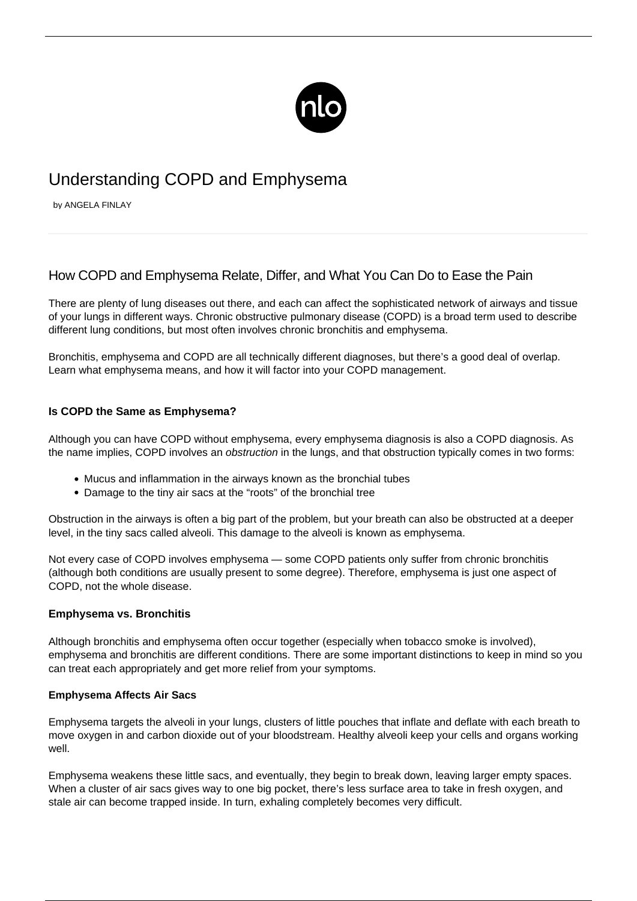# Understanding COPD and Emphysema

by ANGELA FINLAY

## How COPD and Emphysema Relate, Differ, and What You Can Do to Ease the Pain

There are plenty of lung diseases out there, and each can affect the sophisticated network of airways and tissue of your lungs in different ways. Chronic obstructive pulmonary disease (COPD) is a broad term used to describe different lung conditions, but most often involves chronic bronchitis and emphysema.

Bronchitis, emphysema and COPD are all technically different diagnoses, but there's a good deal of overlap. Learn what emphysema means, and how it will factor into your COPD management.

### Is COPD the Same as Emphysema?

Although you can have COPD without emphysema, every emphysema diagnosis is also a COPD diagnosis. As the name implies, COPD involves an *obstruction* in the lungs, and that obstruction typically comes in two forms:

- Mucus and inflammation in the airways known as the bronchial tubes
- Damage to the tiny air sacs at the "roots" of the bronchial tree

Obstruction in the airways is often a big part of the problem, but your breath can also be obstructed at a deeper level, in the tiny sacs called alveoli. This damage to the alveoli is known as emphysema.

Not every case of COPD involves emphysema — some COPD patients only suffer from chronic bronchitis (although both conditions are usually present to some degree). Therefore, emphysema is just one aspect of COPD, not the whole disease.

### Emphysema vs. Bronchitis

Although bronchitis and emphysema often occur together (especially when tobacco smoke is involved), emphysema and bronchitis are different conditions. There are some important distinctions to keep in mind so you can treat each appropriately and get more relief from your symptoms.

#### Emphysema Affects Air Sacs

Emphysema targets the alveoli in your lungs, clusters of little pouches that inflate and deflate with each breath to move oxygen in and carbon dioxide out of your bloodstream. Healthy alveoli keep your cells and organs working well.

Emphysema weakens these little sacs, and eventually, they begin to break down, leaving larger empty spaces. When a cluster of air sacs gives way to one big pocket, there's less surface area to take in fresh oxygen, and stale air can become trapped inside. In turn, exhaling completely becomes very difficult.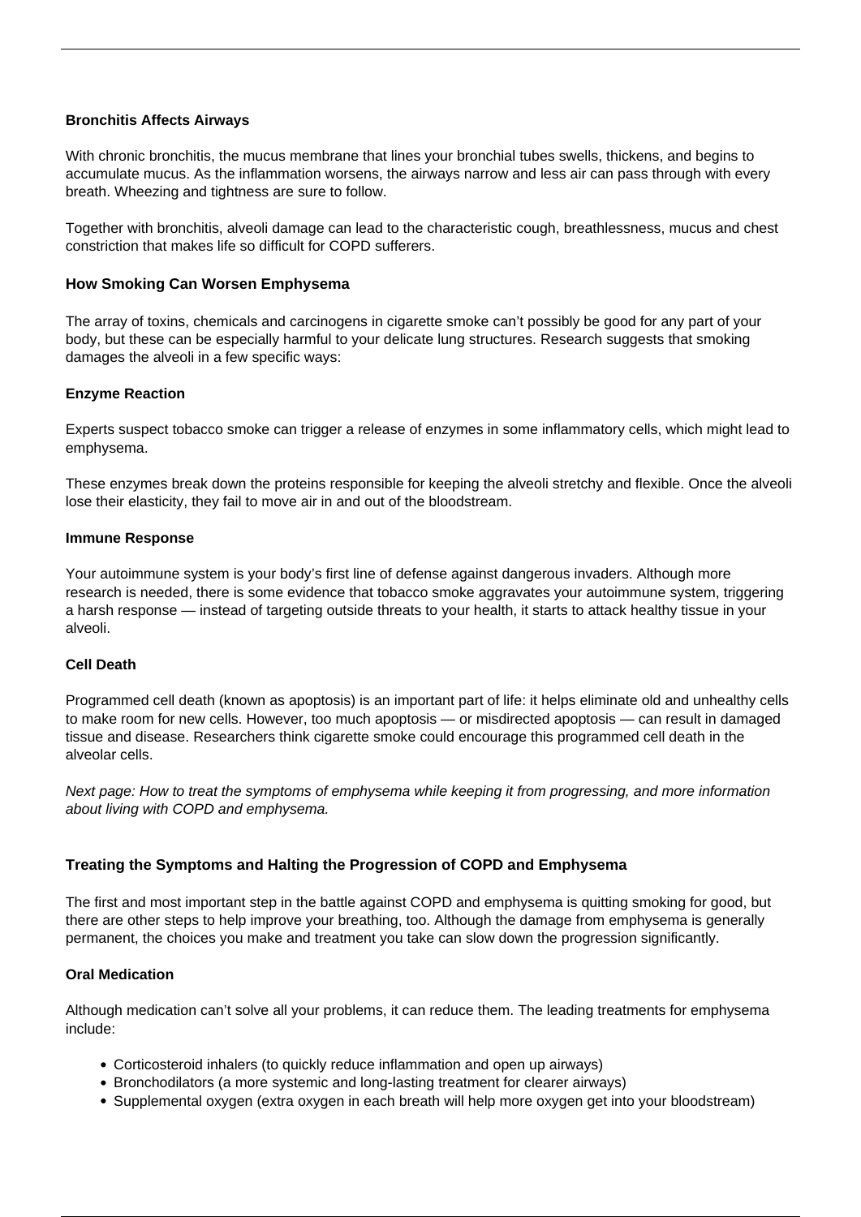### Bronchitis Affects Airways

With chronic bronchitis, the mucus membrane that lines your bronchial tubes swells, thickens, and begins to accumulate mucus. As the inflammation worsens, the airways narrow and less air can pass through with every breath. Wheezing and tightness are sure to follow.

Together with bronchitis, alveoli damage can lead to the characteristic cough, breathlessness, mucus and chest constriction that makes life so difficult for COPD sufferers.

### How Smoking Can Worsen Emphysema

The array of toxins, chemicals and carcinogens in cigarette smoke can't possibly be good for any part of your body, but these can be especially harmful to your delicate lung structures. Research suggests that smoking damages the alveoli in a few specific ways:

#### Enzyme Reaction

Experts suspect tobacco smoke can trigger a release of enzymes in some inflammatory cells, which might lead to emphysema.

These enzymes break down the proteins responsible for keeping the alveoli stretchy and flexible. Once the alveoli lose their elasticity, they fail to move air in and out of the bloodstream.

#### Immune Response

Your autoimmune system is your body's first line of defense against dangerous invaders. Although more research is needed, there is some evidence that tobacco smoke aggravates your autoimmune system, triggering a harsh response — instead of targeting outside threats to your health, it starts to attack healthy tissue in your alveoli.

#### Cell Death

Programmed cell death (known as apoptosis) is an important part of life: it helps eliminate old and unhealthy cells to make room for new cells. However, too much apoptosis — or misdirected apoptosis — can result in damaged tissue and disease. Researchers think cigarette smoke could encourage this programmed cell death in the alveolar cells.

*Next page: How to treat the symptoms of emphysema while keeping it from progressing, and more information about living with COPD and emphysema.*

### Treating the Symptoms and Halting the Progression of COPD and Emphysema

The first and most important step in the battle against COPD and emphysema is quitting smoking for good, but there are other steps to help improve your breathing, too. Although the damage from emphysema is generally permanent, the choices you make and treatment you take can slow down the progression significantly.

#### Oral Medication

Although medication can't solve all your problems, it can reduce them. The leading treatments for emphysema include:

- Corticosteroid inhalers (to quickly reduce inflammation and open up airways)
- Bronchodilators (a more systemic and long-lasting treatment for clearer airways)
- Supplemental oxygen (extra oxygen in each breath will help more oxygen get into your bloodstream)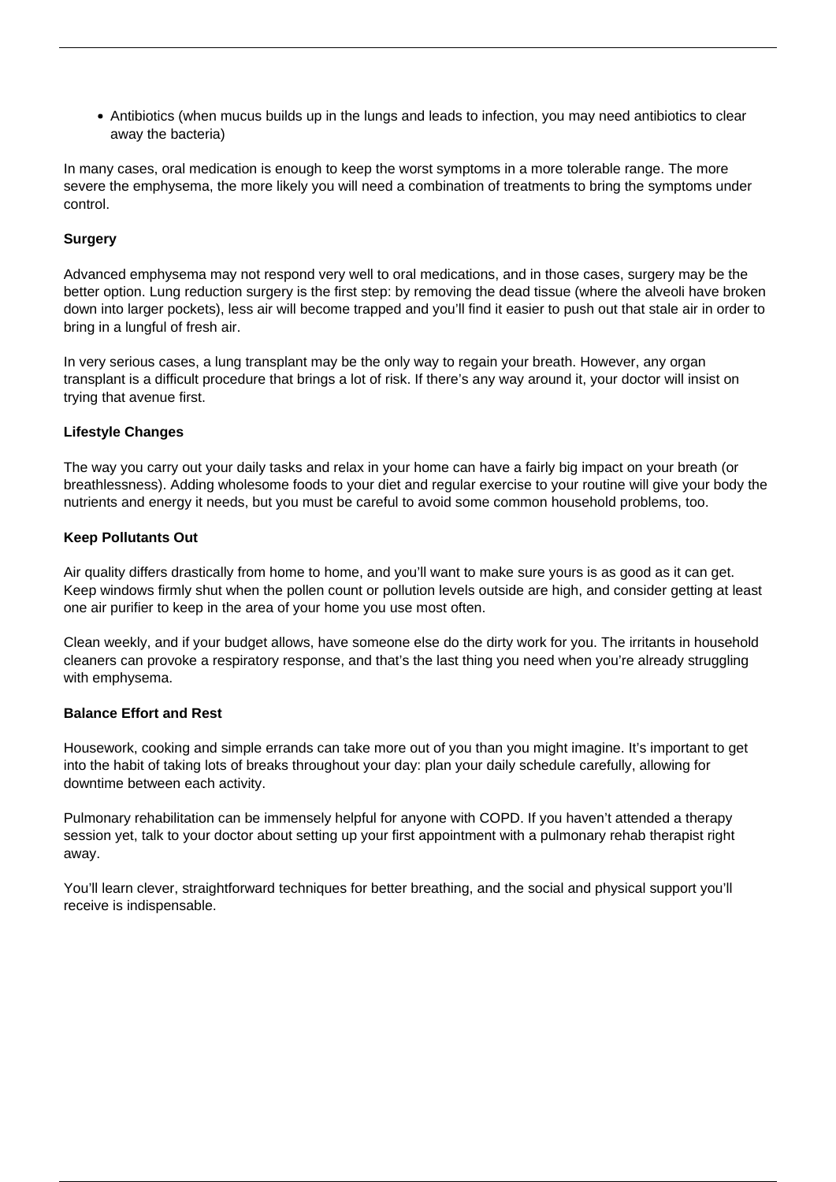- Antibiotics (when mucus builds up in the lungs and leads to infection, you may need antibiotics to clear away the bacteria)

In many cases, oral medication is enough to keep the worst symptoms in a more tolerable range. The more severe the emphysema, the more likely you will need a combination of treatments to bring the symptoms under control.

**Surgery**

Advanced emphysema may not respond very well to oral medications, and in those cases, surgery may be the better option. Lung reduction surgery is the first step: by removing the dead tissue (where the alveoli have broken down into larger pockets), less air will become trapped and you'll find it easier to push out that stale air in order to bring in a lungful of fresh air.

In very serious cases, a lung transplant may be the only way to regain your breath. However, any organ transplant is a difficult procedure that brings a lot of risk. If there's any way around it, your doctor will insist on trying that avenue first.

**Lifestyle Changes**

The way you carry out your daily tasks and relax in your home can have a fairly big impact on your breath (or breathlessness). Adding wholesome foods to your diet and regular exercise to your routine will give your body the nutrients and energy it needs, but you must be careful to avoid some common household problems, too.

**Keep Pollutants Out**

Air quality differs drastically from home to home, and you'll want to make sure yours is as good as it can get. Keep windows firmly shut when the pollen count or pollution levels outside are high, and consider getting at least one air purifier to keep in the area of your home you use most often.

Clean weekly, and if your budget allows, have someone else do the dirty work for you. The irritants in household cleaners can provoke a respiratory response, and that's the last thing you need when you're already struggling with emphysema.

**Balance Effort and Rest**

Housework, cooking and simple errands can take more out of you than you might imagine. It's important to get into the habit of taking lots of breaks throughout your day: plan your daily schedule carefully, allowing for downtime between each activity.

Pulmonary rehabilitation can be immensely helpful for anyone with COPD. If you haven't attended a therapy session yet, talk to your doctor about setting up your first appointment with a pulmonary rehab therapist right away.

You'll learn clever, straightforward techniques for better breathing, and the social and physical support you'll receive is indispensable.